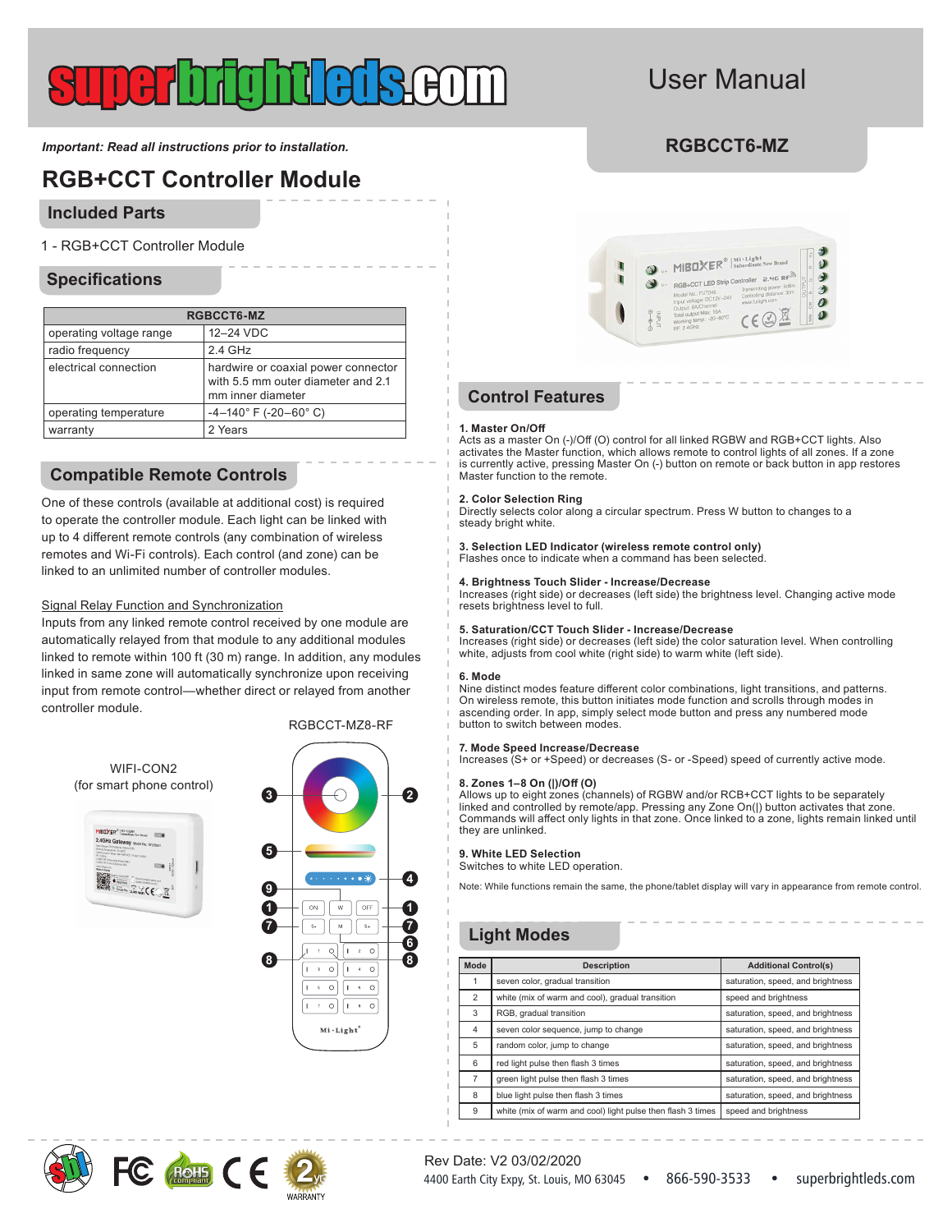# User Manual

**RGBCCT6-MZ**

***Important: Read all instructions prior to installation.***

# RGB+CCT Controller Module

## Included Parts

1 - RGB+CCT Controller Module

## Specifications

| RGBCCT6-MZ | |
|---|---|
| operating voltage range | 12–24 VDC |
| radio frequency | 2.4 GHz |
| electrical connection | hardwire or coaxial power connector with 5.5 mm outer diameter and 2.1 mm inner diameter |
| operating temperature | -4–140° F (-20–60° C) |
| warranty | 2 Years |

## Compatible Remote Controls

One of these controls (available at additional cost) is required to operate the controller module. Each light can be linked with up to 4 different remote controls (any combination of wireless remotes and Wi-Fi controls). Each control (and zone) can be linked to an unlimited number of controller modules.

Signal Relay Function and Synchronization

Inputs from any linked remote control received by one module are automatically relayed from that module to any additional modules linked to remote within 100 ft (30 m) range. In addition, any modules linked in same zone will automatically synchronize upon receiving input from remote control—whether direct or relayed from another controller module.

WIFI-CON2
(for smart phone control)

RGBCCT-MZ8-RF

## Control Features

**1. Master On/Off**
Acts as a master On (-)/Off (O) control for all linked RGBW and RGB+CCT lights. Also activates the Master function, which allows remote to control lights of all zones. If a zone is currently active, pressing Master On (-) button on remote or back button in app restores Master function to the remote.

**2. Color Selection Ring**
Directly selects color along a circular spectrum. Press W button to changes to a steady bright white.

**3. Selection LED Indicator (wireless remote control only)**
Flashes once to indicate when a command has been selected.

**4. Brightness Touch Slider - Increase/Decrease**
Increases (right side) or decreases (left side) the brightness level. Changing active mode resets brightness level to full.

**5. Saturation/CCT Touch Slider - Increase/Decrease**
Increases (right side) or decreases (left side) the color saturation level. When controlling white, adjusts from cool white (right side) to warm white (left side).

**6. Mode**
Nine distinct modes feature different color combinations, light transitions, and patterns. On wireless remote, this button initiates mode function and scrolls through modes in ascending order. In app, simply select mode button and press any numbered mode button to switch between modes.

**7. Mode Speed Increase/Decrease**
Increases (S+ or +Speed) or decreases (S- or -Speed) speed of currently active mode.

**8. Zones 1–8 On (|)/Off (O)**
Allows up to eight zones (channels) of RGBW and/or RCB+CCT lights to be separately linked and controlled by remote/app. Pressing any Zone On(|) button activates that zone. Commands will affect only lights in that zone. Once linked to a zone, lights remain linked until they are unlinked.

**9. White LED Selection**
Switches to white LED operation.

Note: While functions remain the same, the phone/tablet display will vary in appearance from remote control.

## Light Modes

| Mode | Description | Additional Control(s) |
|---|---|---|
| 1 | seven color, gradual transition | saturation, speed, and brightness |
| 2 | white (mix of warm and cool), gradual transition | speed and brightness |
| 3 | RGB, gradual transition | saturation, speed, and brightness |
| 4 | seven color sequence, jump to change | saturation, speed, and brightness |
| 5 | random color, jump to change | saturation, speed, and brightness |
| 6 | red light pulse then flash 3 times | saturation, speed, and brightness |
| 7 | green light pulse then flash 3 times | saturation, speed, and brightness |
| 8 | blue light pulse then flash 3 times | saturation, speed, and brightness |
| 9 | white (mix of warm and cool) light pulse then flash 3 times | speed and brightness |

Rev Date: V2 03/02/2020
4400 Earth City Expy, St. Louis, MO 63045 • 866-590-3533 • superbrightleds.com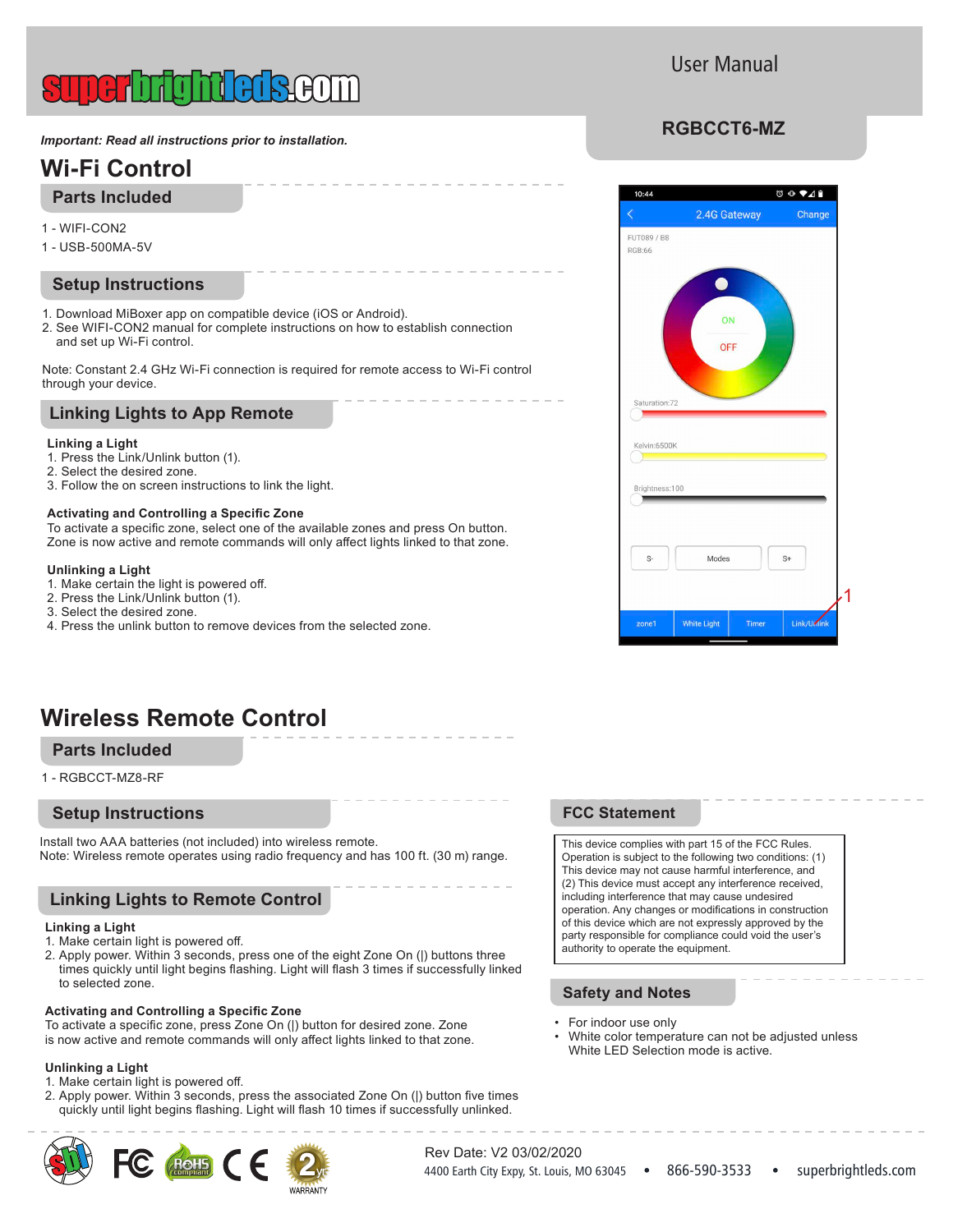superbrightleds.com

User Manual

**RGBCCT6-MZ**

***Important: Read all instructions prior to installation.***

# Wi-Fi Control

## Parts Included

1 - WIFI-CON2
1 - USB-500MA-5V

## Setup Instructions

1. Download MiBoxer app on compatible device (iOS or Android).
2. See WIFI-CON2 manual for complete instructions on how to establish connection and set up Wi-Fi control.

Note: Constant 2.4 GHz Wi-Fi connection is required for remote access to Wi-Fi control through your device.

## Linking Lights to App Remote

**Linking a Light**
1. Press the Link/Unlink button (1).
2. Select the desired zone.
3. Follow the on screen instructions to link the light.

**Activating and Controlling a Specific Zone**
To activate a specific zone, select one of the available zones and press On button. Zone is now active and remote commands will only affect lights linked to that zone.

**Unlinking a Light**
1. Make certain the light is powered off.
2. Press the Link/Unlink button (1).
3. Select the desired zone.
4. Press the unlink button to remove devices from the selected zone.

10:44
2.4G Gateway
Change
FUT089 / B8
RGB:66
ON
OFF
Saturation:72
Kelvin:6500K
Brightness:100
S-
Modes
S+
zone1
White Light
Timer
Link/Unlink
1

# Wireless Remote Control

## Parts Included

1 - RGBCCT-MZ8-RF

## Setup Instructions

Install two AAA batteries (not included) into wireless remote.
Note: Wireless remote operates using radio frequency and has 100 ft. (30 m) range.

## Linking Lights to Remote Control

**Linking a Light**
1. Make certain light is powered off.
2. Apply power. Within 3 seconds, press one of the eight Zone On (|) buttons three times quickly until light begins flashing. Light will flash 3 times if successfully linked to selected zone.

**Activating and Controlling a Specific Zone**
To activate a specific zone, press Zone On (|) button for desired zone. Zone is now active and remote commands will only affect lights linked to that zone.

**Unlinking a Light**
1. Make certain light is powered off.
2. Apply power. Within 3 seconds, press the associated Zone On (|) button five times quickly until light begins flashing. Light will flash 10 times if successfully unlinked.

## FCC Statement

This device complies with part 15 of the FCC Rules. Operation is subject to the following two conditions: (1) This device may not cause harmful interference, and (2) This device must accept any interference received, including interference that may cause undesired operation. Any changes or modifications in construction of this device which are not expressly approved by the party responsible for compliance could void the user's authority to operate the equipment.

## Safety and Notes

- For indoor use only
- White color temperature can not be adjusted unless White LED Selection mode is active.

Rev Date: V2 03/02/2020
4400 Earth City Expy, St. Louis, MO 63045 • 866-590-3533 • superbrightleds.com